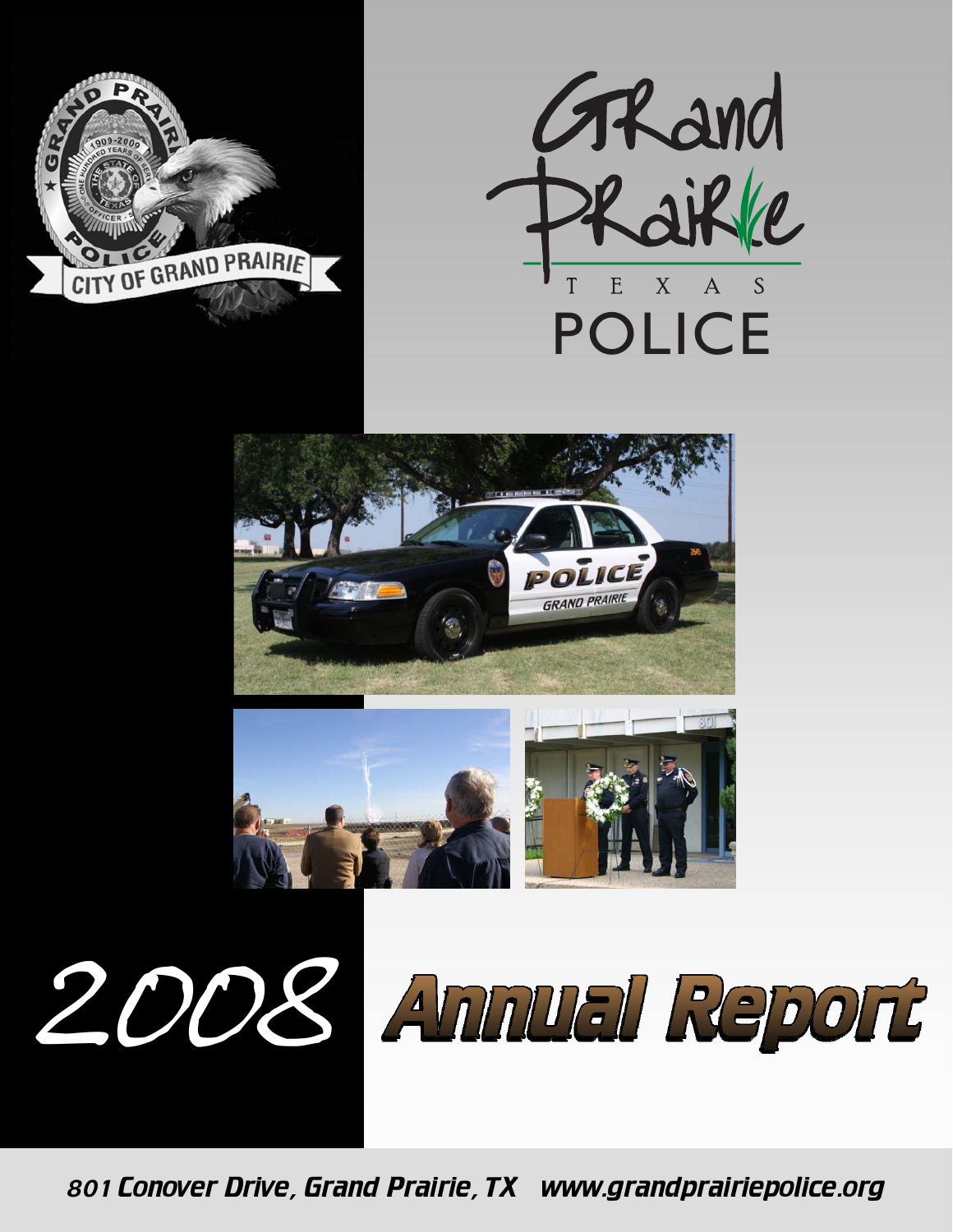# Grand Prairie Texas Police

# 2008 Annual Report

801 Conover Drive, Grand Prairie, TX www.grandprairiepolice.org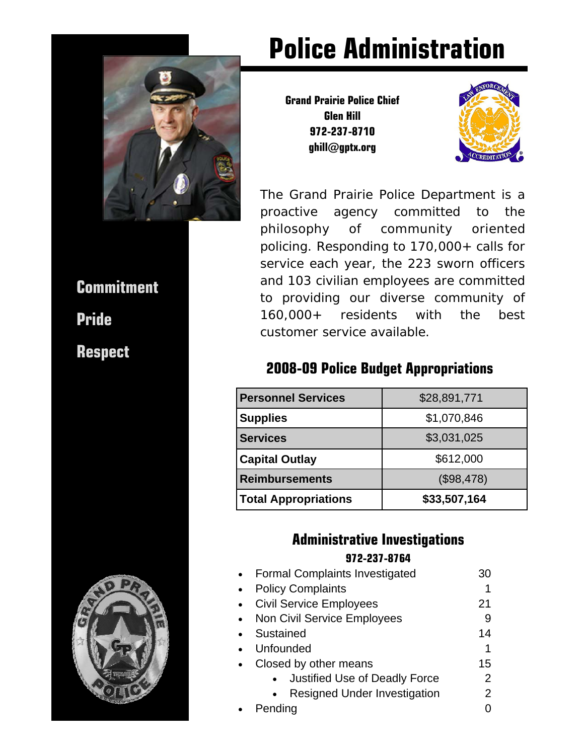# Police Administration

**Grand Prairie Police Chief**
**Glen Hill**
**972-237-8710**
**ghill@gptx.org**

**Commitment**

**Pride**

**Respect**

The Grand Prairie Police Department is a proactive agency committed to the philosophy of community oriented policing. Responding to 170,000+ calls for service each year, the 223 sworn officers and 103 civilian employees are committed to providing our diverse community of 160,000+ residents with the best customer service available.

## 2008-09 Police Budget Appropriations

| | |
|---|---|
| **Personnel Services** | $28,891,771 |
| **Supplies** | $1,070,846 |
| **Services** | $3,031,025 |
| **Capital Outlay** | $612,000 |
| **Reimbursements** | ($98,478) |
| **Total Appropriations** | **$33,507,164** |

## Administrative Investigations

**972-237-8764**

- Formal Complaints Investigated 30
- Policy Complaints 1
- Civil Service Employees 21
- Non Civil Service Employees 9
- Sustained 14
- Unfounded 1
- Closed by other means 15
  - Justified Use of Deadly Force 2
  - Resigned Under Investigation 2
- Pending 0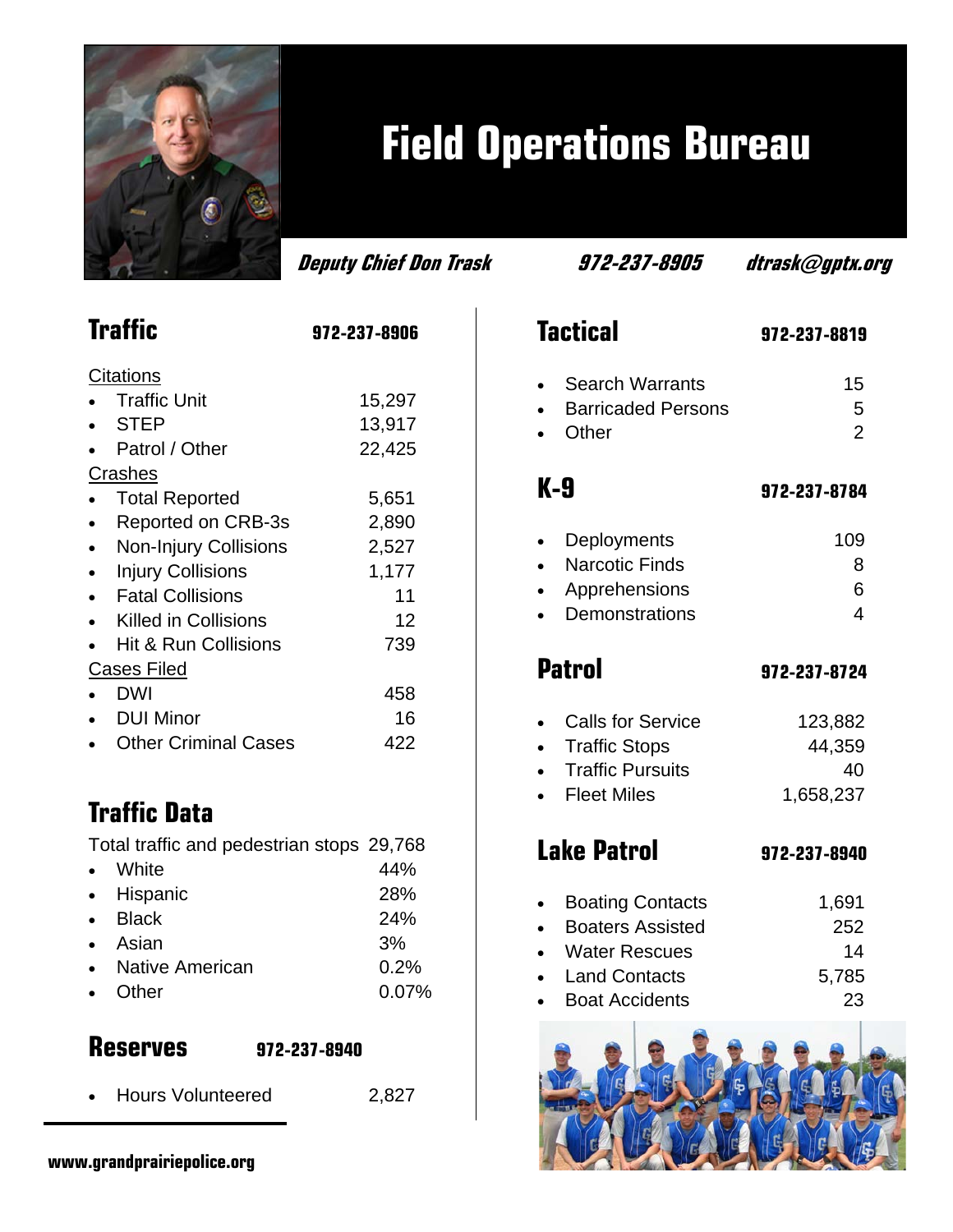# Field Operations Bureau

***Deputy Chief Don Trask*** ***972-237-8905*** ***dtrask@gptx.org***

## Traffic 972-237-8906

Citations

| | |
|---|---|
| Traffic Unit | 15,297 |
| STEP | 13,917 |
| Patrol / Other | 22,425 |

Crashes

| | |
|---|---|
| Total Reported | 5,651 |
| Reported on CRB-3s | 2,890 |
| Non-Injury Collisions | 2,527 |
| Injury Collisions | 1,177 |
| Fatal Collisions | 11 |
| Killed in Collisions | 12 |
| Hit & Run Collisions | 739 |

Cases Filed

| | |
|---|---|
| DWI | 458 |
| DUI Minor | 16 |
| Other Criminal Cases | 422 |

## Traffic Data

Total traffic and pedestrian stops 29,768

| | |
|---|---|
| White | 44% |
| Hispanic | 28% |
| Black | 24% |
| Asian | 3% |
| Native American | 0.2% |
| Other | 0.07% |

## Reserves 972-237-8940

| | |
|---|---|
| Hours Volunteered | 2,827 |

## Tactical 972-237-8819

| | |
|---|---|
| Search Warrants | 15 |
| Barricaded Persons | 5 |
| Other | 2 |

## K-9 972-237-8784

| | |
|---|---|
| Deployments | 109 |
| Narcotic Finds | 8 |
| Apprehensions | 6 |
| Demonstrations | 4 |

## Patrol 972-237-8724

| | |
|---|---|
| Calls for Service | 123,882 |
| Traffic Stops | 44,359 |
| Traffic Pursuits | 40 |
| Fleet Miles | 1,658,237 |

## Lake Patrol 972-237-8940

| | |
|---|---|
| Boating Contacts | 1,691 |
| Boaters Assisted | 252 |
| Water Rescues | 14 |
| Land Contacts | 5,785 |
| Boat Accidents | 23 |

www.grandprairiepolice.org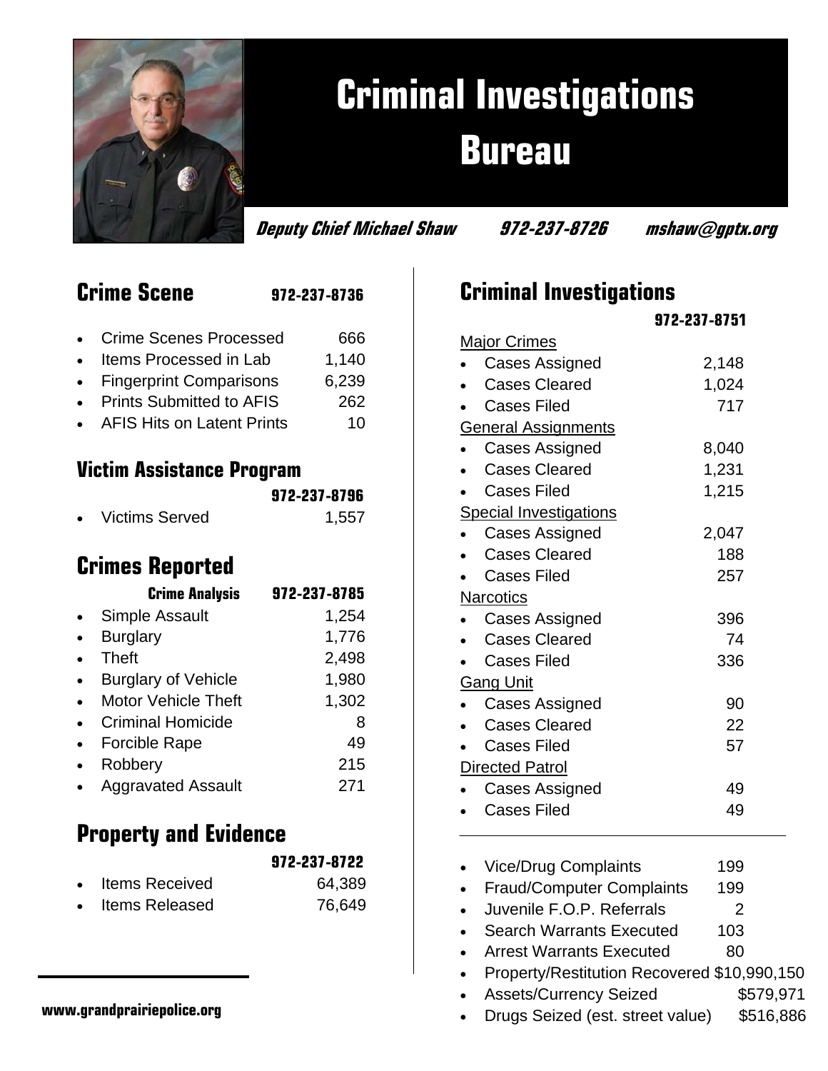# Criminal Investigations Bureau

***Deputy Chief Michael Shaw 972-237-8726 mshaw@gptx.org***

## Crime Scene 972-237-8736

| | |
|---|---|
| Crime Scenes Processed | 666 |
| Items Processed in Lab | 1,140 |
| Fingerprint Comparisons | 6,239 |
| Prints Submitted to AFIS | 262 |
| AFIS Hits on Latent Prints | 10 |

## Victim Assistance Program

**972-237-8796**

| | |
|---|---|
| Victims Served | 1,557 |

## Crimes Reported

**Crime Analysis 972-237-8785**

| | |
|---|---|
| Simple Assault | 1,254 |
| Burglary | 1,776 |
| Theft | 2,498 |
| Burglary of Vehicle | 1,980 |
| Motor Vehicle Theft | 1,302 |
| Criminal Homicide | 8 |
| Forcible Rape | 49 |
| Robbery | 215 |
| Aggravated Assault | 271 |

## Property and Evidence

**972-237-8722**

| | |
|---|---|
| Items Received | 64,389 |
| Items Released | 76,649 |

## Criminal Investigations

**972-237-8751**

| | |
|---|---|
| **Major Crimes** | |
| Cases Assigned | 2,148 |
| Cases Cleared | 1,024 |
| Cases Filed | 717 |
| **General Assignments** | |
| Cases Assigned | 8,040 |
| Cases Cleared | 1,231 |
| Cases Filed | 1,215 |
| **Special Investigations** | |
| Cases Assigned | 2,047 |
| Cases Cleared | 188 |
| Cases Filed | 257 |
| **Narcotics** | |
| Cases Assigned | 396 |
| Cases Cleared | 74 |
| Cases Filed | 336 |
| **Gang Unit** | |
| Cases Assigned | 90 |
| Cases Cleared | 22 |
| Cases Filed | 57 |
| **Directed Patrol** | |
| Cases Assigned | 49 |
| Cases Filed | 49 |

| | |
|---|---|
| Vice/Drug Complaints | 199 |
| Fraud/Computer Complaints | 199 |
| Juvenile F.O.P. Referrals | 2 |
| Search Warrants Executed | 103 |
| Arrest Warrants Executed | 80 |
| Property/Restitution Recovered | $10,990,150 |
| Assets/Currency Seized | $579,971 |
| Drugs Seized (est. street value) | $516,886 |

www.grandprairiepolice.org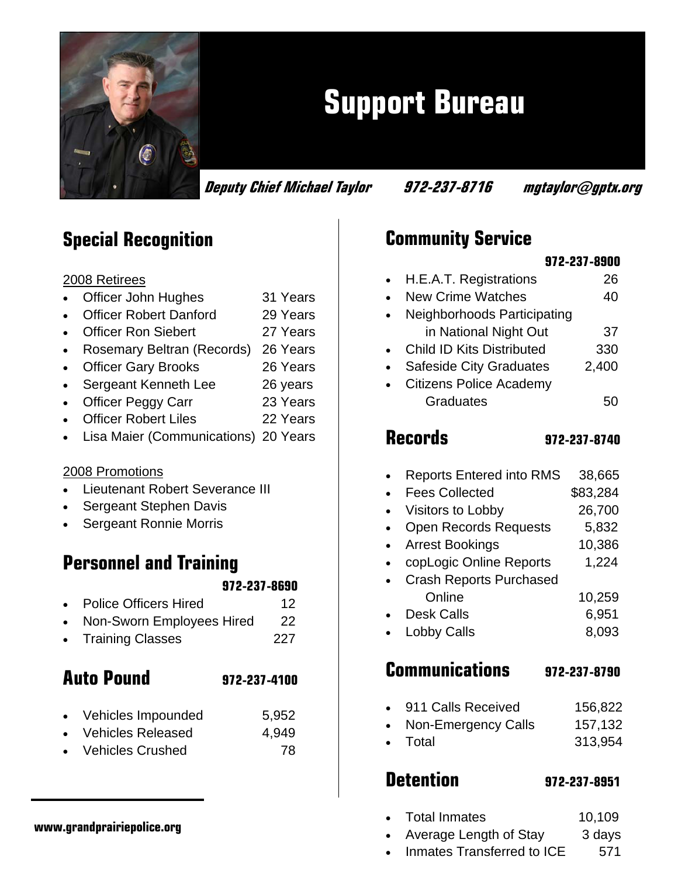# Support Bureau

***Deputy Chief Michael Taylor 972-237-8716 mgtaylor@gptx.org***

## Special Recognition

2008 Retirees

- Officer John Hughes 31 Years
- Officer Robert Danford 29 Years
- Officer Ron Siebert 27 Years
- Rosemary Beltran (Records) 26 Years
- Officer Gary Brooks 26 Years
- Sergeant Kenneth Lee 26 years
- Officer Peggy Carr 23 Years
- Officer Robert Liles 22 Years
- Lisa Maier (Communications) 20 Years

2008 Promotions

- Lieutenant Robert Severance III
- Sergeant Stephen Davis
- Sergeant Ronnie Morris

## Personnel and Training

**972-237-8690**

- Police Officers Hired 12
- Non-Sworn Employees Hired 22
- Training Classes 227

## Auto Pound **972-237-4100**

- Vehicles Impounded 5,952
- Vehicles Released 4,949
- Vehicles Crushed 78

## Community Service

**972-237-8900**

- H.E.A.T. Registrations 26
- New Crime Watches 40
- Neighborhoods Participating in National Night Out 37
- Child ID Kits Distributed 330
- Safeside City Graduates 2,400
- Citizens Police Academy Graduates 50

## Records **972-237-8740**

- Reports Entered into RMS 38,665
- Fees Collected $83,284
- Visitors to Lobby 26,700
- Open Records Requests 5,832
- Arrest Bookings 10,386
- copLogic Online Reports 1,224
- Crash Reports Purchased Online 10,259
- Desk Calls 6,951
- Lobby Calls 8,093

## Communications **972-237-8790**

- 911 Calls Received 156,822
- Non-Emergency Calls 157,132
- Total 313,954

## Detention **972-237-8951**

- Total Inmates 10,109
- Average Length of Stay 3 days
- Inmates Transferred to ICE 571

**www.grandprairiepolice.org**